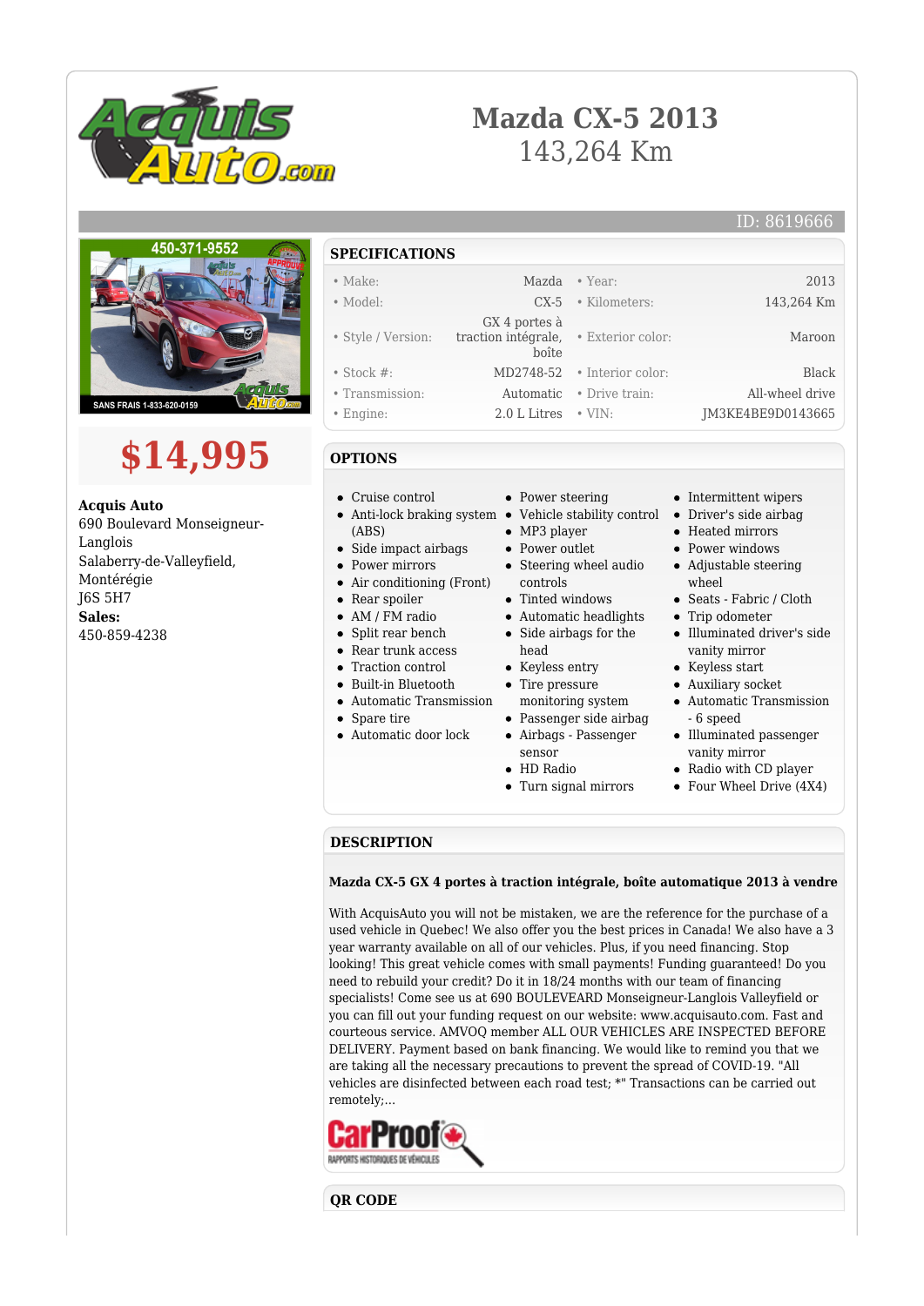# Mazda CX-5 2013

143,264 Km

ID: 8619666

# $14,995

**Acquis Auto**
690 Boulevard Monseigneur-Langlois
Salaberry-de-Valleyfield, Montérégie
J6S 5H7
**Sales:**
450-859-4238

## SPECIFICATIONS

| | | | |
|---|---|---|---|
| • Make: | Mazda | • Year: | 2013 |
| • Model: | CX-5 | • Kilometers: | 143,264 Km |
| • Style / Version: | GX 4 portes à traction intégrale, boîte | • Exterior color: | Maroon |
| • Stock #: | MD2748-52 | • Interior color: | Black |
| • Transmission: | Automatic | • Drive train: | All-wheel drive |
| • Engine: | 2.0 L Litres | • VIN: | JM3KE4BE9D0143665 |

## OPTIONS

- Cruise control
- Anti-lock braking system (ABS)
- Side impact airbags
- Power mirrors
- Air conditioning (Front)
- Rear spoiler
- AM / FM radio
- Split rear bench
- Rear trunk access
- Traction control
- Built-in Bluetooth
- Automatic Transmission
- Spare tire
- Automatic door lock
- Power steering
- Vehicle stability control
- MP3 player
- Power outlet
- Steering wheel audio controls
- Tinted windows
- Automatic headlights
- Side airbags for the head
- Keyless entry
- Tire pressure monitoring system
- Passenger side airbag
- Airbags - Passenger sensor
- HD Radio
- Turn signal mirrors
- Intermittent wipers
- Driver's side airbag
- Heated mirrors
- Power windows
- Adjustable steering wheel
- Seats - Fabric / Cloth
- Trip odometer
- Illuminated driver's side vanity mirror
- Keyless start
- Auxiliary socket
- Automatic Transmission - 6 speed
- Illuminated passenger vanity mirror
- Radio with CD player
- Four Wheel Drive (4X4)

## DESCRIPTION

**Mazda CX-5 GX 4 portes à traction intégrale, boîte automatique 2013 à vendre**

With AcquisAuto you will not be mistaken, we are the reference for the purchase of a used vehicle in Quebec! We also offer you the best prices in Canada! We also have a 3 year warranty available on all of our vehicles. Plus, if you need financing. Stop looking! This great vehicle comes with small payments! Funding guaranteed! Do you need to rebuild your credit? Do it in 18/24 months with our team of financing specialists! Come see us at 690 BOULEVEARD Monseigneur-Langlois Valleyfield or you can fill out your funding request on our website: www.acquisauto.com. Fast and courteous service. AMVOQ member ALL OUR VEHICLES ARE INSPECTED BEFORE DELIVERY. Payment based on bank financing. We would like to remind you that we are taking all the necessary precautions to prevent the spread of COVID-19. "All vehicles are disinfected between each road test; *" Transactions can be carried out remotely;...

## QR CODE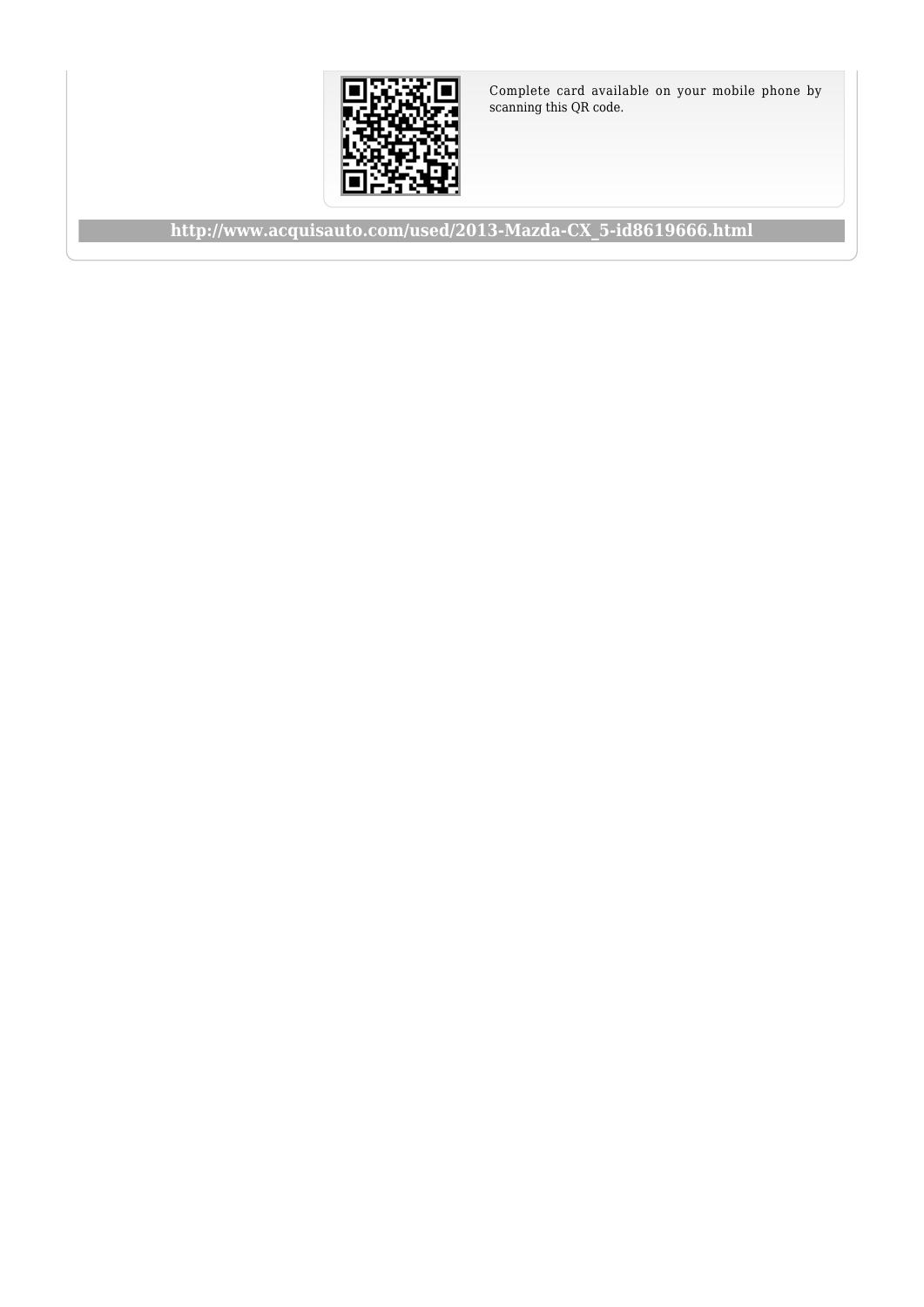Complete card available on your mobile phone by scanning this QR code.

**http://www.acquisauto.com/used/2013-Mazda-CX_5-id8619666.html**